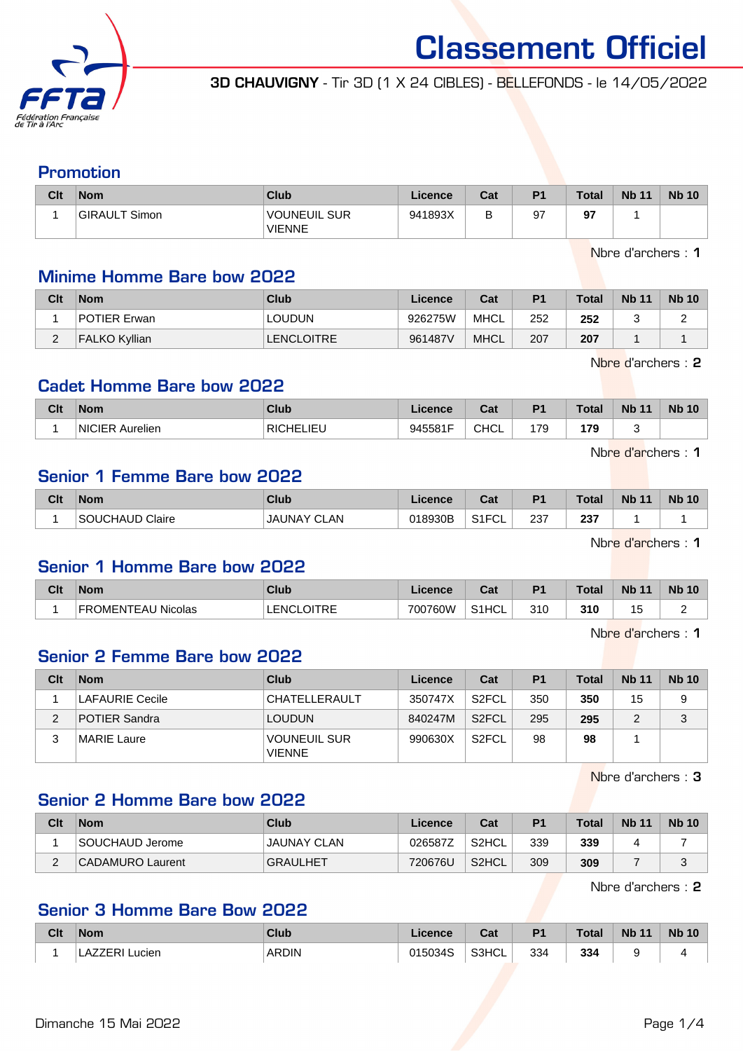# Classement Officiel

**3D CHAUVIGNY** - Tir 3D (1 X 24 CIBLES) - BELLEFONDS - le 14/05/2022

## Promotion

| Clt | Nom | Club | Licence | Cat | P1 | Total | Nb 11 | Nb 10 |
|---|---|---|---|---|---|---|---|---|
| 1 | GIRAULT Simon | VOUNEUIL SUR VIENNE | 941893X | B | 97 | **97** | 1 | |

Nbre d'archers : **1**

## Minime Homme Bare bow 2022

| Clt | Nom | Club | Licence | Cat | P1 | Total | Nb 11 | Nb 10 |
|---|---|---|---|---|---|---|---|---|
| 1 | POTIER Erwan | LOUDUN | 926275W | MHCL | 252 | **252** | 3 | 2 |
| 2 | FALKO Kyllian | LENCLOITRE | 961487V | MHCL | 207 | **207** | 1 | 1 |

Nbre d'archers : **2**

## Cadet Homme Bare bow 2022

| Clt | Nom | Club | Licence | Cat | P1 | Total | Nb 11 | Nb 10 |
|---|---|---|---|---|---|---|---|---|
| 1 | NICIER Aurelien | RICHELIEU | 945581F | CHCL | 179 | **179** | 3 | |

Nbre d'archers : **1**

## Senior 1 Femme Bare bow 2022

| Clt | Nom | Club | Licence | Cat | P1 | Total | Nb 11 | Nb 10 |
|---|---|---|---|---|---|---|---|---|
| 1 | SOUCHAUD Claire | JAUNAY CLAN | 018930B | S1FCL | 237 | **237** | 1 | 1 |

Nbre d'archers : **1**

## Senior 1 Homme Bare bow 2022

| Clt | Nom | Club | Licence | Cat | P1 | Total | Nb 11 | Nb 10 |
|---|---|---|---|---|---|---|---|---|
| 1 | FROMENTEAU Nicolas | LENCLOITRE | 700760W | S1HCL | 310 | **310** | 15 | 2 |

Nbre d'archers : **1**

## Senior 2 Femme Bare bow 2022

| Clt | Nom | Club | Licence | Cat | P1 | Total | Nb 11 | Nb 10 |
|---|---|---|---|---|---|---|---|---|
| 1 | LAFAURIE Cecile | CHATELLERAULT | 350747X | S2FCL | 350 | **350** | 15 | 9 |
| 2 | POTIER Sandra | LOUDUN | 840247M | S2FCL | 295 | **295** | 2 | 3 |
| 3 | MARIE Laure | VOUNEUIL SUR VIENNE | 990630X | S2FCL | 98 | **98** | 1 | |

Nbre d'archers : **3**

## Senior 2 Homme Bare bow 2022

| Clt | Nom | Club | Licence | Cat | P1 | Total | Nb 11 | Nb 10 |
|---|---|---|---|---|---|---|---|---|
| 1 | SOUCHAUD Jerome | JAUNAY CLAN | 026587Z | S2HCL | 339 | **339** | 4 | 7 |
| 2 | CADAMURO Laurent | GRAULHET | 720676U | S2HCL | 309 | **309** | 7 | 3 |

Nbre d'archers : **2**

## Senior 3 Homme Bare Bow 2022

| Clt | Nom | Club | Licence | Cat | P1 | Total | Nb 11 | Nb 10 |
|---|---|---|---|---|---|---|---|---|
| 1 | LAZZERI Lucien | ARDIN | 015034S | S3HCL | 334 | **334** | 9 | 4 |

Dimanche 15 Mai 2022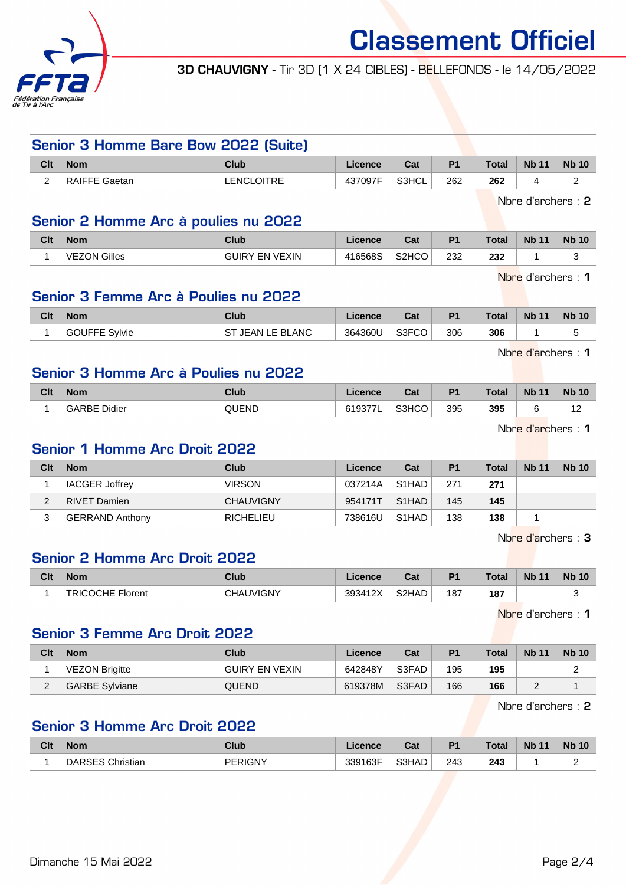# Classement Officiel

**3D CHAUVIGNY** - Tir 3D (1 X 24 CIBLES) - BELLEFONDS - le 14/05/2022

## Senior 3 Homme Bare Bow 2022 (Suite)

| Clt | Nom | Club | Licence | Cat | P1 | Total | Nb 11 | Nb 10 |
|---|---|---|---|---|---|---|---|---|
| 2 | RAIFFE Gaetan | LENCLOITRE | 437097F | S3HCL | 262 | **262** | 4 | 2 |

Nbre d'archers : **2**

## Senior 2 Homme Arc à poulies nu 2022

| Clt | Nom | Club | Licence | Cat | P1 | Total | Nb 11 | Nb 10 |
|---|---|---|---|---|---|---|---|---|
| 1 | VEZON Gilles | GUIRY EN VEXIN | 416568S | S2HCO | 232 | **232** | 1 | 3 |

Nbre d'archers : **1**

## Senior 3 Femme Arc à Poulies nu 2022

| Clt | Nom | Club | Licence | Cat | P1 | Total | Nb 11 | Nb 10 |
|---|---|---|---|---|---|---|---|---|
| 1 | GOUFFE Sylvie | ST JEAN LE BLANC | 364360U | S3FCO | 306 | **306** | 1 | 5 |

Nbre d'archers : **1**

## Senior 3 Homme Arc à Poulies nu 2022

| Clt | Nom | Club | Licence | Cat | P1 | Total | Nb 11 | Nb 10 |
|---|---|---|---|---|---|---|---|---|
| 1 | GARBE Didier | QUEND | 619377L | S3HCO | 395 | **395** | 6 | 12 |

Nbre d'archers : **1**

## Senior 1 Homme Arc Droit 2022

| Clt | Nom | Club | Licence | Cat | P1 | Total | Nb 11 | Nb 10 |
|---|---|---|---|---|---|---|---|---|
| 1 | IACGER Joffrey | VIRSON | 037214A | S1HAD | 271 | **271** | | |
| 2 | RIVET Damien | CHAUVIGNY | 954171T | S1HAD | 145 | **145** | | |
| 3 | GERRAND Anthony | RICHELIEU | 738616U | S1HAD | 138 | **138** | 1 | |

Nbre d'archers : **3**

## Senior 2 Homme Arc Droit 2022

| Clt | Nom | Club | Licence | Cat | P1 | Total | Nb 11 | Nb 10 |
|---|---|---|---|---|---|---|---|---|
| 1 | TRICOCHE Florent | CHAUVIGNY | 393412X | S2HAD | 187 | **187** | | 3 |

Nbre d'archers : **1**

## Senior 3 Femme Arc Droit 2022

| Clt | Nom | Club | Licence | Cat | P1 | Total | Nb 11 | Nb 10 |
|---|---|---|---|---|---|---|---|---|
| 1 | VEZON Brigitte | GUIRY EN VEXIN | 642848Y | S3FAD | 195 | **195** | | 2 |
| 2 | GARBE Sylviane | QUEND | 619378M | S3FAD | 166 | **166** | 2 | 1 |

Nbre d'archers : **2**

## Senior 3 Homme Arc Droit 2022

| Clt | Nom | Club | Licence | Cat | P1 | Total | Nb 11 | Nb 10 |
|---|---|---|---|---|---|---|---|---|
| 1 | DARSES Christian | PERIGNY | 339163F | S3HAD | 243 | **243** | 1 | 2 |

Dimanche 15 Mai 2022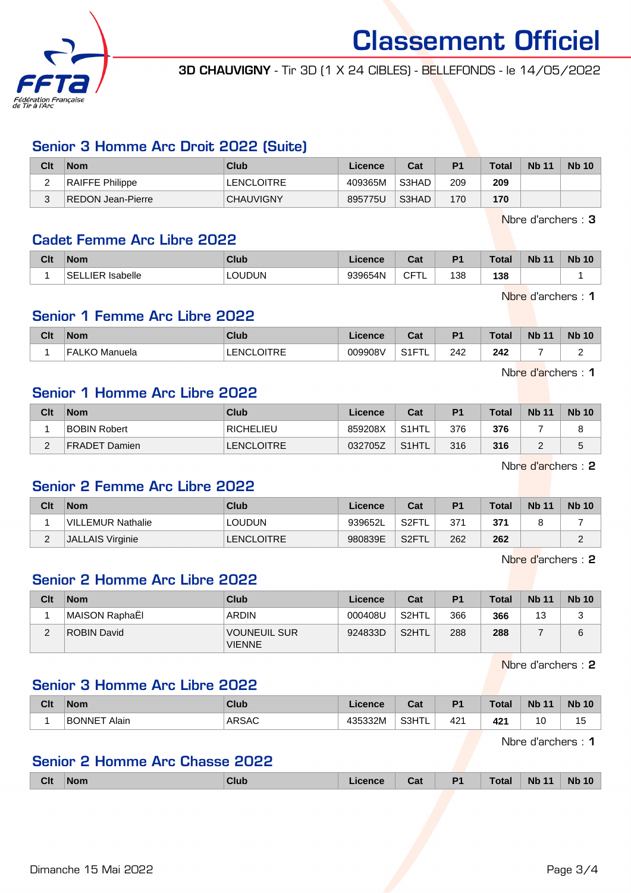# Classement Officiel

**3D CHAUVIGNY** - Tir 3D (1 X 24 CIBLES) - BELLEFONDS - le 14/05/2022

## Senior 3 Homme Arc Droit 2022 (Suite)

| Clt | Nom | Club | Licence | Cat | P1 | Total | Nb 11 | Nb 10 |
|---|---|---|---|---|---|---|---|---|
| 2 | RAIFFE Philippe | LENCLOITRE | 409365M | S3HAD | 209 | **209** | | |
| 3 | REDON Jean-Pierre | CHAUVIGNY | 895775U | S3HAD | 170 | **170** | | |

Nbre d'archers : **3**

## Cadet Femme Arc Libre 2022

| Clt | Nom | Club | Licence | Cat | P1 | Total | Nb 11 | Nb 10 |
|---|---|---|---|---|---|---|---|---|
| 1 | SELLIER Isabelle | LOUDUN | 939654N | CFTL | 138 | **138** | | 1 |

Nbre d'archers : **1**

## Senior 1 Femme Arc Libre 2022

| Clt | Nom | Club | Licence | Cat | P1 | Total | Nb 11 | Nb 10 |
|---|---|---|---|---|---|---|---|---|
| 1 | FALKO Manuela | LENCLOITRE | 009908V | S1FTL | 242 | **242** | 7 | 2 |

Nbre d'archers : **1**

## Senior 1 Homme Arc Libre 2022

| Clt | Nom | Club | Licence | Cat | P1 | Total | Nb 11 | Nb 10 |
|---|---|---|---|---|---|---|---|---|
| 1 | BOBIN Robert | RICHELIEU | 859208X | S1HTL | 376 | **376** | 7 | 8 |
| 2 | FRADET Damien | LENCLOITRE | 032705Z | S1HTL | 316 | **316** | 2 | 5 |

Nbre d'archers : **2**

## Senior 2 Femme Arc Libre 2022

| Clt | Nom | Club | Licence | Cat | P1 | Total | Nb 11 | Nb 10 |
|---|---|---|---|---|---|---|---|---|
| 1 | VILLEMUR Nathalie | LOUDUN | 939652L | S2FTL | 371 | **371** | 8 | 7 |
| 2 | JALLAIS Virginie | LENCLOITRE | 980839E | S2FTL | 262 | **262** | | 2 |

Nbre d'archers : **2**

## Senior 2 Homme Arc Libre 2022

| Clt | Nom | Club | Licence | Cat | P1 | Total | Nb 11 | Nb 10 |
|---|---|---|---|---|---|---|---|---|
| 1 | MAISON RaphaËl | ARDIN | 000408U | S2HTL | 366 | **366** | 13 | 3 |
| 2 | ROBIN David | VOUNEUIL SUR VIENNE | 924833D | S2HTL | 288 | **288** | 7 | 6 |

Nbre d'archers : **2**

## Senior 3 Homme Arc Libre 2022

| Clt | Nom | Club | Licence | Cat | P1 | Total | Nb 11 | Nb 10 |
|---|---|---|---|---|---|---|---|---|
| 1 | BONNET Alain | ARSAC | 435332M | S3HTL | 421 | **421** | 10 | 15 |

Nbre d'archers : **1**

## Senior 2 Homme Arc Chasse 2022

| Clt | Nom | Club | Licence | Cat | P1 | Total | Nb 11 | Nb 10 |
|---|---|---|---|---|---|---|---|---|

Dimanche 15 Mai 2022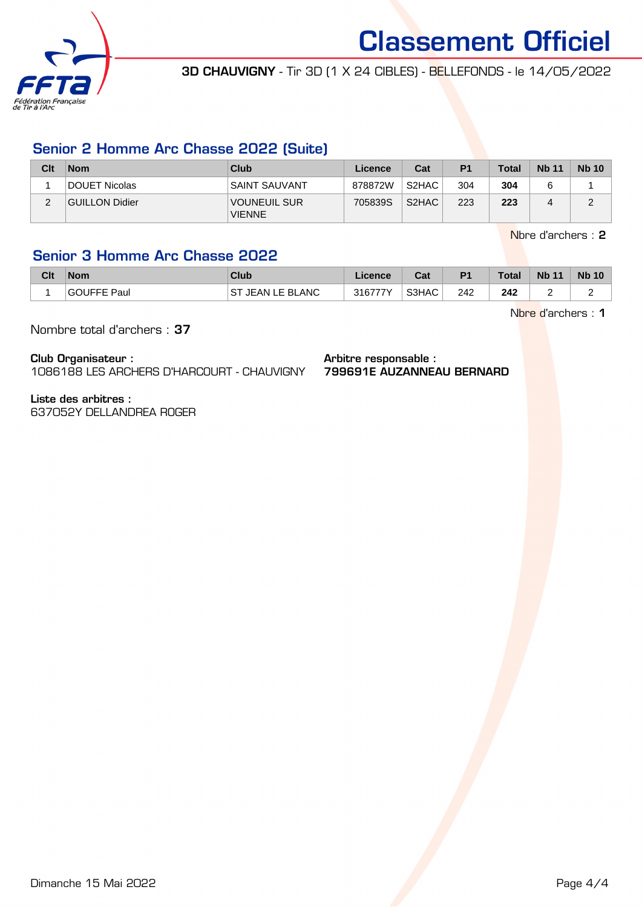# Classement Officiel

**3D CHAUVIGNY** - Tir 3D (1 X 24 CIBLES) - BELLEFONDS - le 14/05/2022

## Senior 2 Homme Arc Chasse 2022 (Suite)

| Clt | Nom | Club | Licence | Cat | P1 | Total | Nb 11 | Nb 10 |
|---|---|---|---|---|---|---|---|---|
| 1 | DOUET Nicolas | SAINT SAUVANT | 878872W | S2HAC | 304 | **304** | 6 | 1 |
| 2 | GUILLON Didier | VOUNEUIL SUR VIENNE | 705839S | S2HAC | 223 | **223** | 4 | 2 |

Nbre d'archers : **2**

## Senior 3 Homme Arc Chasse 2022

| Clt | Nom | Club | Licence | Cat | P1 | Total | Nb 11 | Nb 10 |
|---|---|---|---|---|---|---|---|---|
| 1 | GOUFFE Paul | ST JEAN LE BLANC | 316777Y | S3HAC | 242 | **242** | 2 | 2 |

Nbre d'archers : **1**

Nombre total d'archers : **37**

**Club Organisateur :**
1086188 LES ARCHERS D'HARCOURT - CHAUVIGNY

**Arbitre responsable :**
**799691E AUZANNEAU BERNARD**

**Liste des arbitres :**
637052Y DELLANDREA ROGER

Dimanche 15 Mai 2022